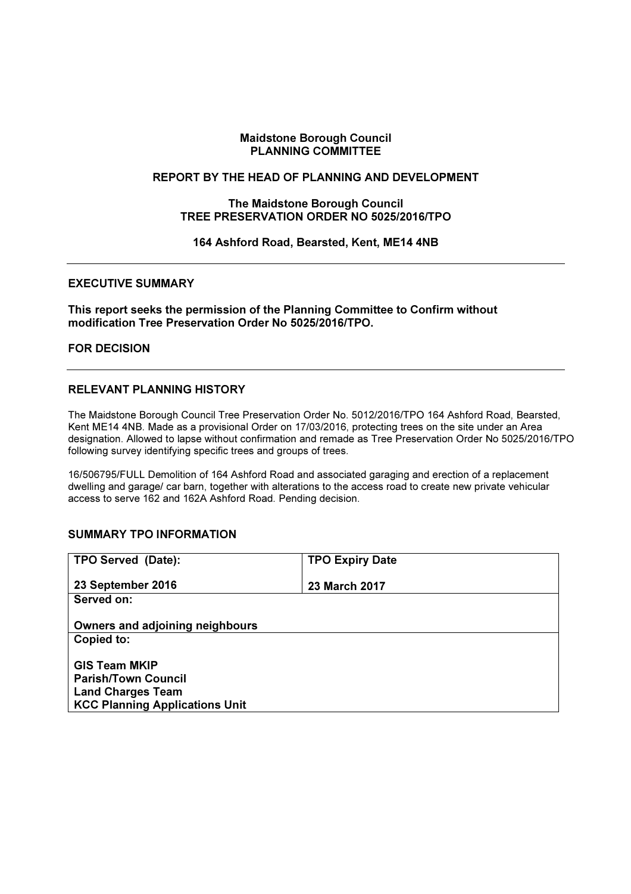**Maidstone Borough Council**
**PLANNING COMMITTEE**

**REPORT BY THE HEAD OF PLANNING AND DEVELOPMENT**

**The Maidstone Borough Council**
**TREE PRESERVATION ORDER NO 5025/2016/TPO**

**164 Ashford Road, Bearsted, Kent, ME14 4NB**

---

## EXECUTIVE SUMMARY

**This report seeks the permission of the Planning Committee to Confirm without modification Tree Preservation Order No 5025/2016/TPO.**

**FOR DECISION**

---

## RELEVANT PLANNING HISTORY

The Maidstone Borough Council Tree Preservation Order No. 5012/2016/TPO 164 Ashford Road, Bearsted, Kent ME14 4NB. Made as a provisional Order on 17/03/2016, protecting trees on the site under an Area designation. Allowed to lapse without confirmation and remade as Tree Preservation Order No 5025/2016/TPO following survey identifying specific trees and groups of trees.

16/506795/FULL Demolition of 164 Ashford Road and associated garaging and erection of a replacement dwelling and garage/ car barn, together with alterations to the access road to create new private vehicular access to serve 162 and 162A Ashford Road. Pending decision.

## SUMMARY TPO INFORMATION

| TPO Served (Date): 23 September 2016 | TPO Expiry Date 23 March 2017 |
|---|---|
| **Served on:** Owners and adjoining neighbours | |
| **Copied to:** GIS Team MKIP, Parish/Town Council, Land Charges Team, KCC Planning Applications Unit | |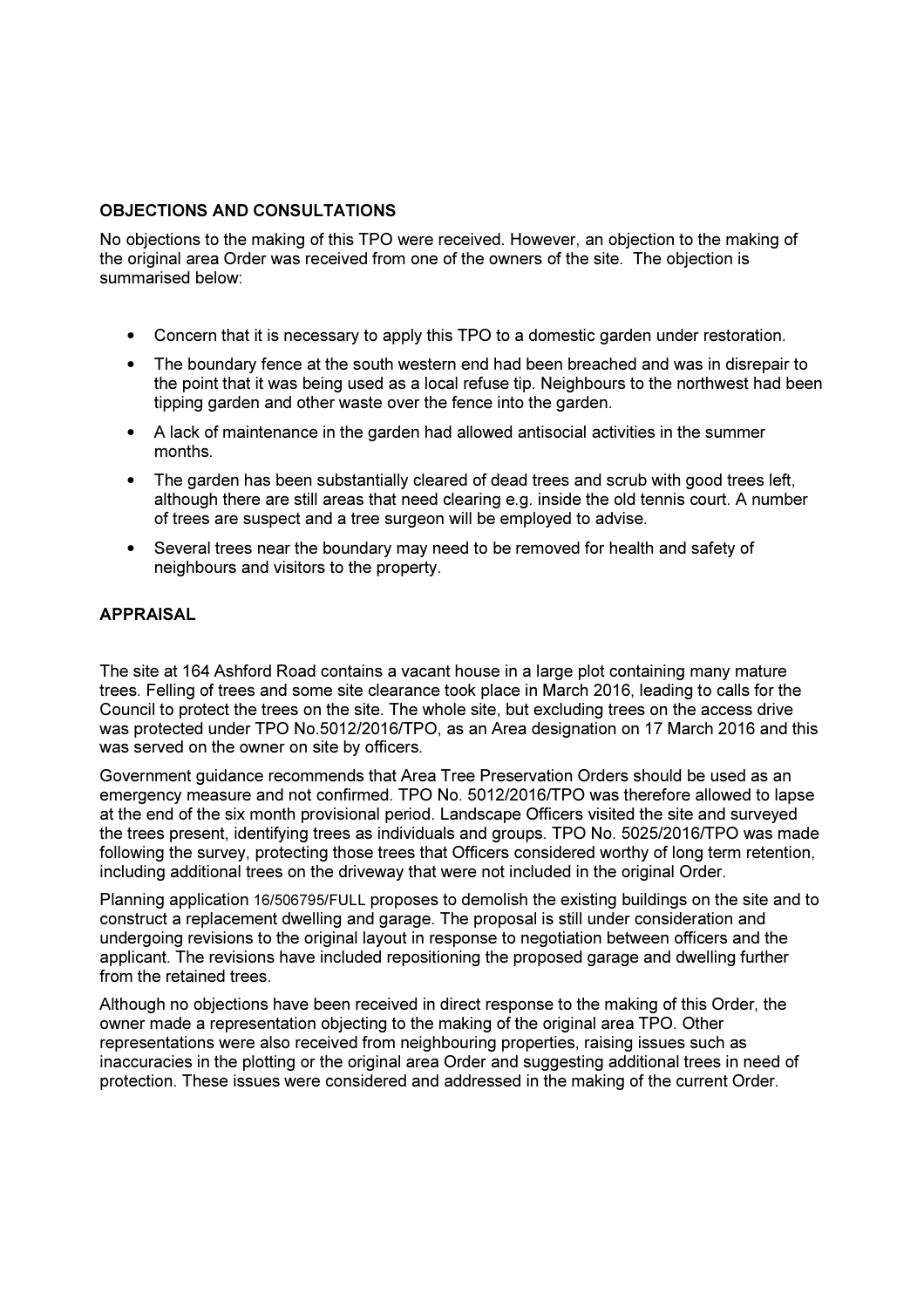## OBJECTIONS AND CONSULTATIONS

No objections to the making of this TPO were received. However, an objection to the making of the original area Order was received from one of the owners of the site. The objection is summarised below:

- Concern that it is necessary to apply this TPO to a domestic garden under restoration.
- The boundary fence at the south western end had been breached and was in disrepair to the point that it was being used as a local refuse tip. Neighbours to the northwest had been tipping garden and other waste over the fence into the garden.
- A lack of maintenance in the garden had allowed antisocial activities in the summer months.
- The garden has been substantially cleared of dead trees and scrub with good trees left, although there are still areas that need clearing e.g. inside the old tennis court. A number of trees are suspect and a tree surgeon will be employed to advise.
- Several trees near the boundary may need to be removed for health and safety of neighbours and visitors to the property.

## APPRAISAL

The site at 164 Ashford Road contains a vacant house in a large plot containing many mature trees. Felling of trees and some site clearance took place in March 2016, leading to calls for the Council to protect the trees on the site. The whole site, but excluding trees on the access drive was protected under TPO No.5012/2016/TPO, as an Area designation on 17 March 2016 and this was served on the owner on site by officers.

Government guidance recommends that Area Tree Preservation Orders should be used as an emergency measure and not confirmed. TPO No. 5012/2016/TPO was therefore allowed to lapse at the end of the six month provisional period. Landscape Officers visited the site and surveyed the trees present, identifying trees as individuals and groups. TPO No. 5025/2016/TPO was made following the survey, protecting those trees that Officers considered worthy of long term retention, including additional trees on the driveway that were not included in the original Order.

Planning application 16/506795/FULL proposes to demolish the existing buildings on the site and to construct a replacement dwelling and garage. The proposal is still under consideration and undergoing revisions to the original layout in response to negotiation between officers and the applicant. The revisions have included repositioning the proposed garage and dwelling further from the retained trees.

Although no objections have been received in direct response to the making of this Order, the owner made a representation objecting to the making of the original area TPO. Other representations were also received from neighbouring properties, raising issues such as inaccuracies in the plotting or the original area Order and suggesting additional trees in need of protection. These issues were considered and addressed in the making of the current Order.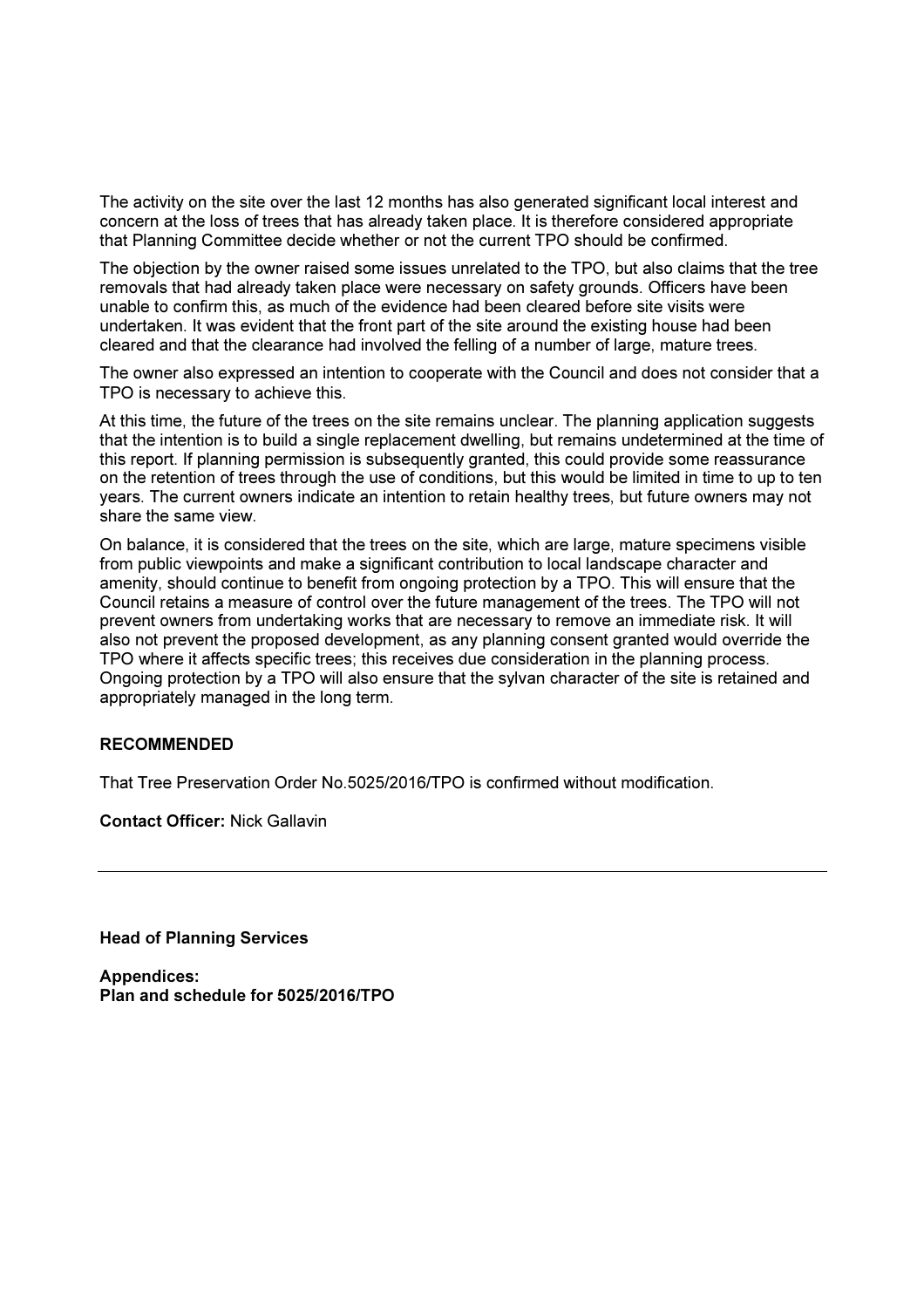The activity on the site over the last 12 months has also generated significant local interest and concern at the loss of trees that has already taken place. It is therefore considered appropriate that Planning Committee decide whether or not the current TPO should be confirmed.

The objection by the owner raised some issues unrelated to the TPO, but also claims that the tree removals that had already taken place were necessary on safety grounds. Officers have been unable to confirm this, as much of the evidence had been cleared before site visits were undertaken. It was evident that the front part of the site around the existing house had been cleared and that the clearance had involved the felling of a number of large, mature trees.

The owner also expressed an intention to cooperate with the Council and does not consider that a TPO is necessary to achieve this.

At this time, the future of the trees on the site remains unclear. The planning application suggests that the intention is to build a single replacement dwelling, but remains undetermined at the time of this report. If planning permission is subsequently granted, this could provide some reassurance on the retention of trees through the use of conditions, but this would be limited in time to up to ten years. The current owners indicate an intention to retain healthy trees, but future owners may not share the same view.

On balance, it is considered that the trees on the site, which are large, mature specimens visible from public viewpoints and make a significant contribution to local landscape character and amenity, should continue to benefit from ongoing protection by a TPO. This will ensure that the Council retains a measure of control over the future management of the trees. The TPO will not prevent owners from undertaking works that are necessary to remove an immediate risk. It will also not prevent the proposed development, as any planning consent granted would override the TPO where it affects specific trees; this receives due consideration in the planning process. Ongoing protection by a TPO will also ensure that the sylvan character of the site is retained and appropriately managed in the long term.

**RECOMMENDED**

That Tree Preservation Order No.5025/2016/TPO is confirmed without modification.

**Contact Officer:** Nick Gallavin

---

**Head of Planning Services**

**Appendices:**
**Plan and schedule for 5025/2016/TPO**